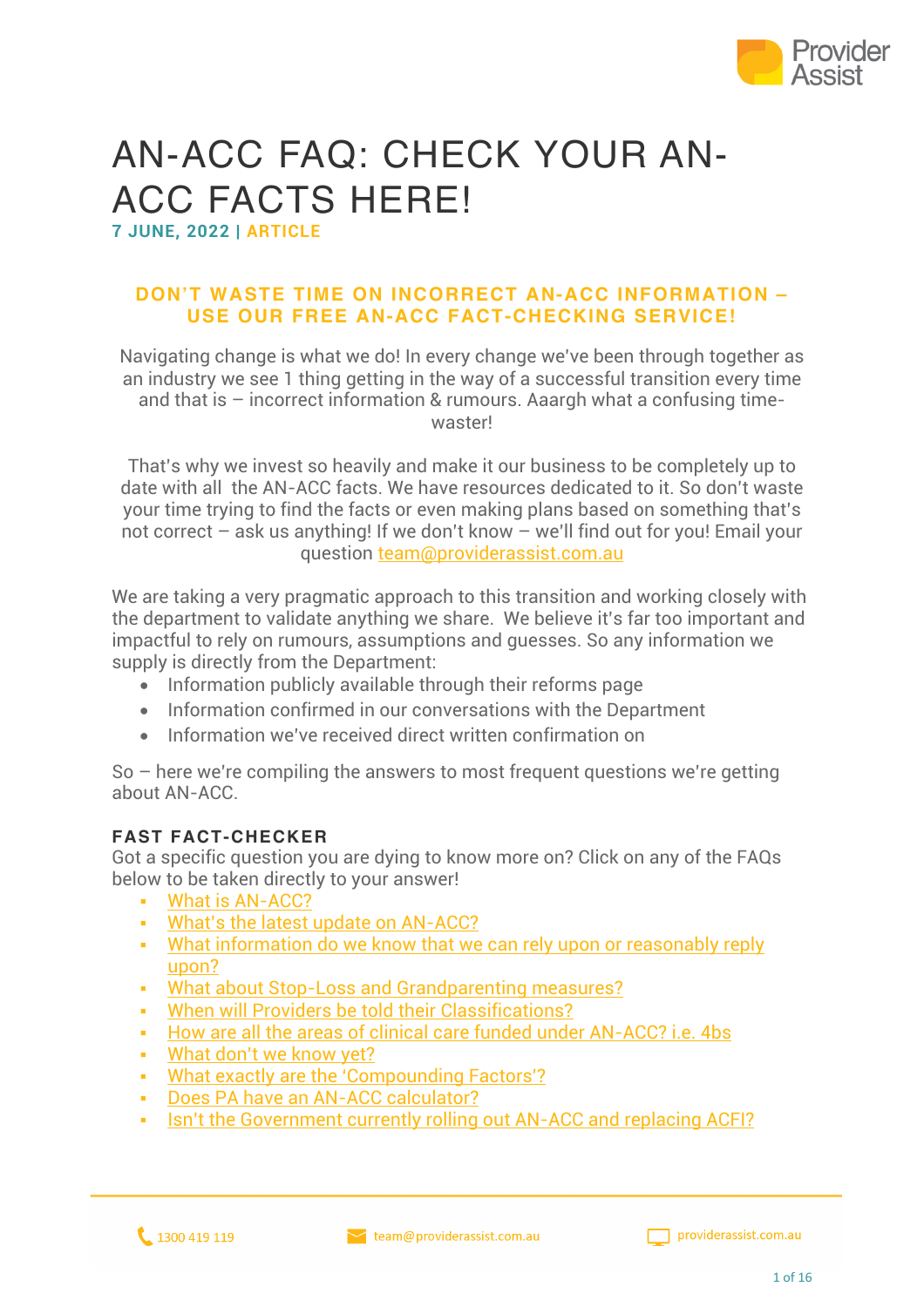# AN-ACC FAQ: CHECK YOUR AN-ACC FACTS HERE!

**7 JUNE, 2022 | ARTICLE**

## DON'T WASTE TIME ON INCORRECT AN-ACC INFORMATION – USE OUR FREE AN-ACC FACT-CHECKING SERVICE!

Navigating change is what we do! In every change we've been through together as an industry we see 1 thing getting in the way of a successful transition every time and that is – incorrect information & rumours. Aaargh what a confusing time-waster!

That's why we invest so heavily and make it our business to be completely up to date with all the AN-ACC facts. We have resources dedicated to it. So don't waste your time trying to find the facts or even making plans based on something that's not correct – ask us anything! If we don't know – we'll find out for you! Email your question team@providerassist.com.au

We are taking a very pragmatic approach to this transition and working closely with the department to validate anything we share. We believe it's far too important and impactful to rely on rumours, assumptions and guesses. So any information we supply is directly from the Department:

- Information publicly available through their reforms page
- Information confirmed in our conversations with the Department
- Information we've received direct written confirmation on

So – here we're compiling the answers to most frequent questions we're getting about AN-ACC.

### FAST FACT-CHECKER

Got a specific question you are dying to know more on? Click on any of the FAQs below to be taken directly to your answer!

- What is AN-ACC?
- What's the latest update on AN-ACC?
- What information do we know that we can rely upon or reasonably reply upon?
- What about Stop-Loss and Grandparenting measures?
- When will Providers be told their Classifications?
- How are all the areas of clinical care funded under AN-ACC? i.e. 4bs
- What don't we know yet?
- What exactly are the 'Compounding Factors'?
- Does PA have an AN-ACC calculator?
- Isn't the Government currently rolling out AN-ACC and replacing ACFI?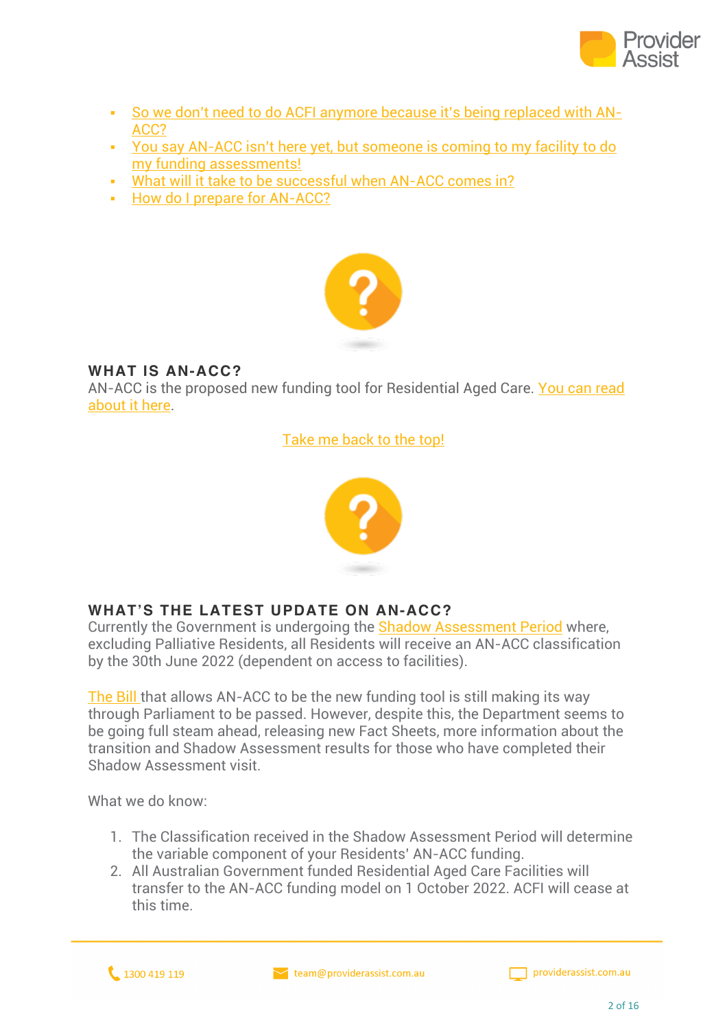- So we don't need to do ACFI anymore because it's being replaced with AN-ACC?
- You say AN-ACC isn't here yet, but someone is coming to my facility to do my funding assessments!
- What will it take to be successful when AN-ACC comes in?
- How do I prepare for AN-ACC?

## WHAT IS AN-ACC?

AN-ACC is the proposed new funding tool for Residential Aged Care. You can read about it here.

Take me back to the top!

## WHAT'S THE LATEST UPDATE ON AN-ACC?

Currently the Government is undergoing the Shadow Assessment Period where, excluding Palliative Residents, all Residents will receive an AN-ACC classification by the 30th June 2022 (dependent on access to facilities).

The Bill that allows AN-ACC to be the new funding tool is still making its way through Parliament to be passed. However, despite this, the Department seems to be going full steam ahead, releasing new Fact Sheets, more information about the transition and Shadow Assessment results for those who have completed their Shadow Assessment visit.

What we do know:

1. The Classification received in the Shadow Assessment Period will determine the variable component of your Residents' AN-ACC funding.
2. All Australian Government funded Residential Aged Care Facilities will transfer to the AN-ACC funding model on 1 October 2022. ACFI will cease at this time.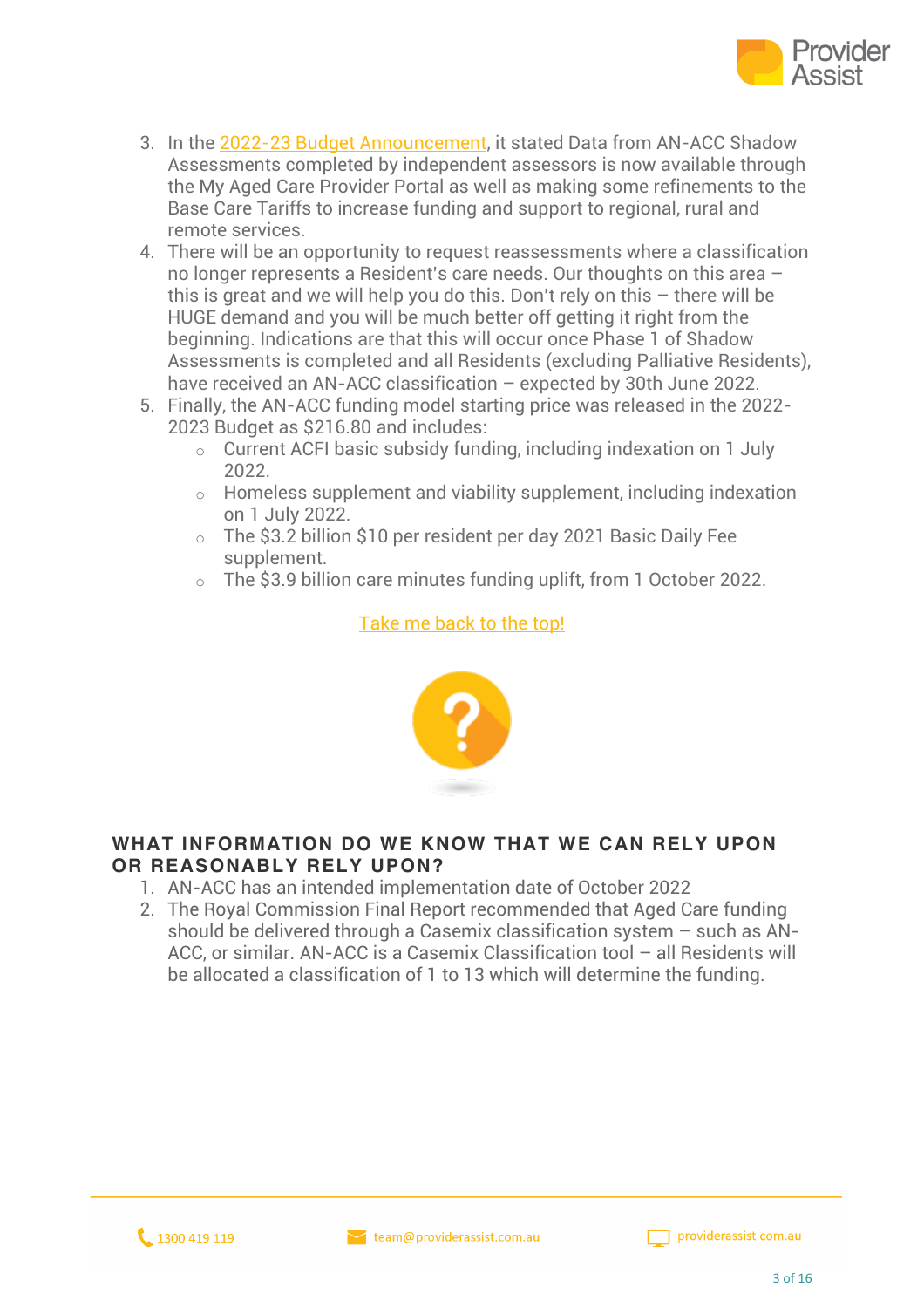3. In the 2022-23 Budget Announcement, it stated Data from AN-ACC Shadow Assessments completed by independent assessors is now available through the My Aged Care Provider Portal as well as making some refinements to the Base Care Tariffs to increase funding and support to regional, rural and remote services.
4. There will be an opportunity to request reassessments where a classification no longer represents a Resident's care needs. Our thoughts on this area – this is great and we will help you do this. Don't rely on this – there will be HUGE demand and you will be much better off getting it right from the beginning. Indications are that this will occur once Phase 1 of Shadow Assessments is completed and all Residents (excluding Palliative Residents), have received an AN-ACC classification – expected by 30th June 2022.
5. Finally, the AN-ACC funding model starting price was released in the 2022-2023 Budget as $216.80 and includes:
   - Current ACFI basic subsidy funding, including indexation on 1 July 2022.
   - Homeless supplement and viability supplement, including indexation on 1 July 2022.
   - The $3.2 billion $10 per resident per day 2021 Basic Daily Fee supplement.
   - The $3.9 billion care minutes funding uplift, from 1 October 2022.

Take me back to the top!

## WHAT INFORMATION DO WE KNOW THAT WE CAN RELY UPON OR REASONABLY RELY UPON?

1. AN-ACC has an intended implementation date of October 2022
2. The Royal Commission Final Report recommended that Aged Care funding should be delivered through a Casemix classification system – such as AN-ACC, or similar. AN-ACC is a Casemix Classification tool – all Residents will be allocated a classification of 1 to 13 which will determine the funding.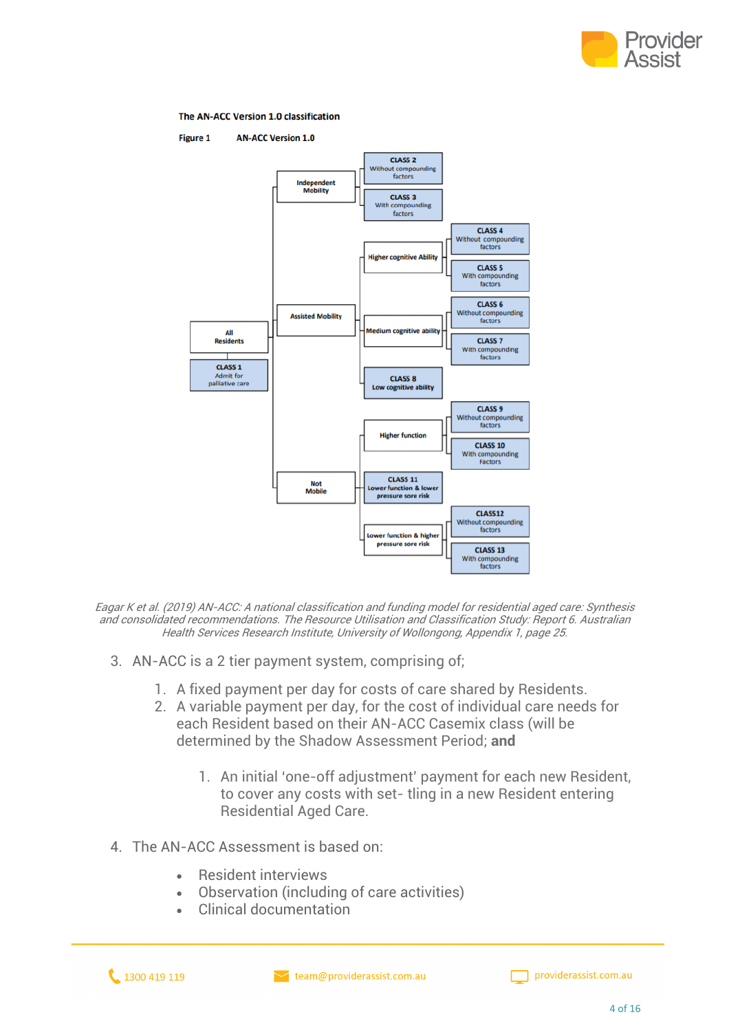**The AN-ACC Version 1.0 classification**

**Figure 1 AN-ACC Version 1.0**

- All Residents
  - CLASS 1 Admit for palliative care
  - Independent Mobility
    - CLASS 2 Without compounding factors
    - CLASS 3 With compounding factors
  - Assisted Mobility
    - Higher cognitive Ability
      - CLASS 4 Without compounding factors
      - CLASS 5 With compounding factors
    - Medium cognitive ability
      - CLASS 6 Without compounding factors
      - CLASS 7 With compounding factors
    - CLASS 8 Low cognitive ability
  - Not Mobile
    - Higher function
      - CLASS 9 Without compounding factors
      - CLASS 10 With compounding Factors
    - CLASS 11 Lower function & lower pressure sore risk
    - Lower function & higher pressure sore risk
      - CLASS12 Without compounding factors
      - CLASS 13 With compounding factors

*Eagar K et al. (2019) AN-ACC: A national classification and funding model for residential aged care: Synthesis and consolidated recommendations. The Resource Utilisation and Classification Study: Report 6. Australian Health Services Research Institute, University of Wollongong, Appendix 1, page 25.*

3. AN-ACC is a 2 tier payment system, comprising of;

   1. A fixed payment per day for costs of care shared by Residents.
   2. A variable payment per day, for the cost of individual care needs for each Resident based on their AN-ACC Casemix class (will be determined by the Shadow Assessment Period; **and**

      1. An initial 'one-off adjustment' payment for each new Resident, to cover any costs with set- tling in a new Resident entering Residential Aged Care.

4. The AN-ACC Assessment is based on:

   - Resident interviews
   - Observation (including of care activities)
   - Clinical documentation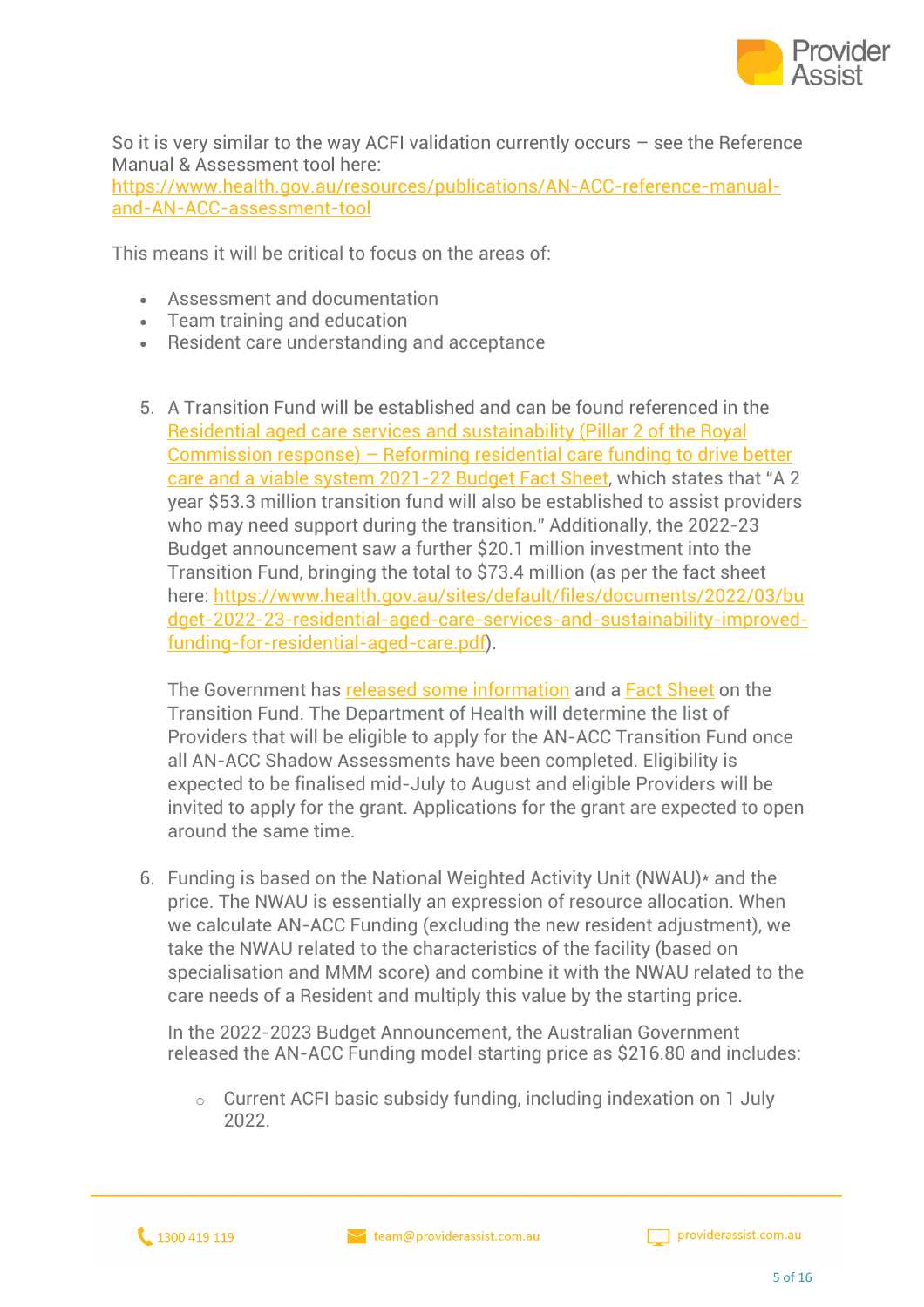So it is very similar to the way ACFI validation currently occurs – see the Reference Manual & Assessment tool here: [https://www.health.gov.au/resources/publications/AN-ACC-reference-manual-and-AN-ACC-assessment-tool](https://www.health.gov.au/resources/publications/AN-ACC-reference-manual-and-AN-ACC-assessment-tool)

This means it will be critical to focus on the areas of:

- Assessment and documentation
- Team training and education
- Resident care understanding and acceptance

5. A Transition Fund will be established and can be found referenced in the Residential aged care services and sustainability (Pillar 2 of the Royal Commission response) – Reforming residential care funding to drive better care and a viable system 2021-22 Budget Fact Sheet, which states that "A 2 year $53.3 million transition fund will also be established to assist providers who may need support during the transition." Additionally, the 2022-23 Budget announcement saw a further $20.1 million investment into the Transition Fund, bringing the total to $73.4 million (as per the fact sheet here: [https://www.health.gov.au/sites/default/files/documents/2022/03/budget-2022-23-residential-aged-care-services-and-sustainability-improved-funding-for-residential-aged-care.pdf](https://www.health.gov.au/sites/default/files/documents/2022/03/budget-2022-23-residential-aged-care-services-and-sustainability-improved-funding-for-residential-aged-care.pdf)).

   The Government has released some information and a Fact Sheet on the Transition Fund. The Department of Health will determine the list of Providers that will be eligible to apply for the AN-ACC Transition Fund once all AN-ACC Shadow Assessments have been completed. Eligibility is expected to be finalised mid-July to August and eligible Providers will be invited to apply for the grant. Applications for the grant are expected to open around the same time.

6. Funding is based on the National Weighted Activity Unit (NWAU)* and the price. The NWAU is essentially an expression of resource allocation. When we calculate AN-ACC Funding (excluding the new resident adjustment), we take the NWAU related to the characteristics of the facility (based on specialisation and MMM score) and combine it with the NWAU related to the care needs of a Resident and multiply this value by the starting price.

   In the 2022-2023 Budget Announcement, the Australian Government released the AN-ACC Funding model starting price as $216.80 and includes:

   - Current ACFI basic subsidy funding, including indexation on 1 July 2022.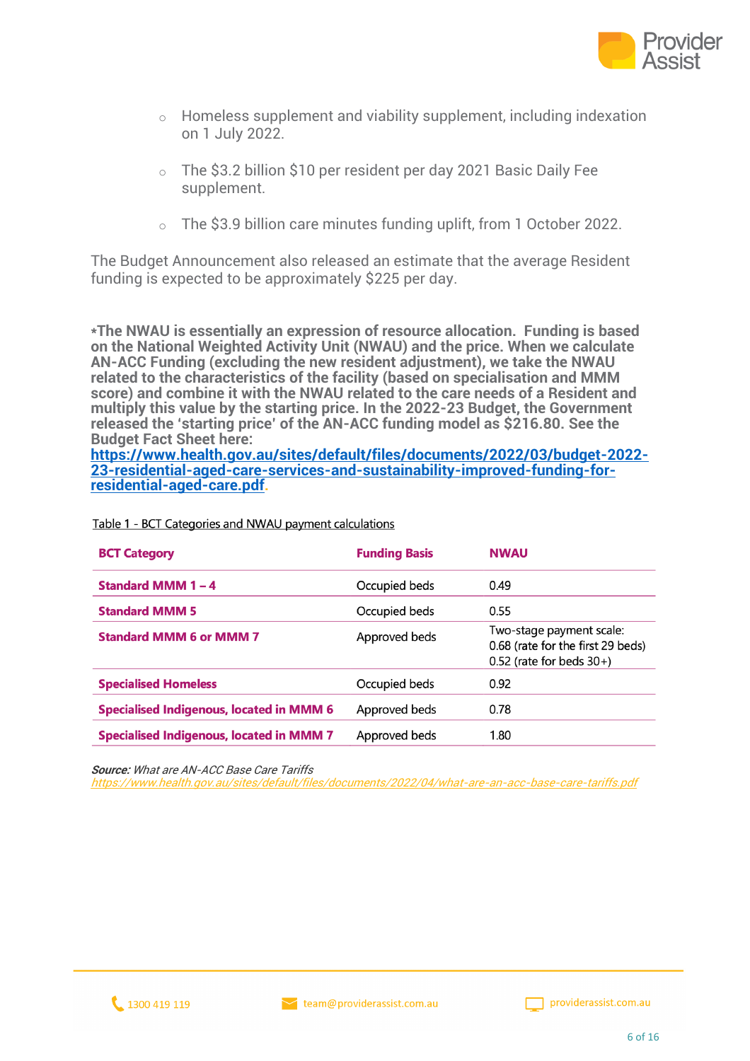- Homeless supplement and viability supplement, including indexation on 1 July 2022.
- The $3.2 billion $10 per resident per day 2021 Basic Daily Fee supplement.
- The $3.9 billion care minutes funding uplift, from 1 October 2022.

The Budget Announcement also released an estimate that the average Resident funding is expected to be approximately $225 per day.

**\*The NWAU is essentially an expression of resource allocation. Funding is based on the National Weighted Activity Unit (NWAU) and the price. When we calculate AN-ACC Funding (excluding the new resident adjustment), we take the NWAU related to the characteristics of the facility (based on specialisation and MMM score) and combine it with the NWAU related to the care needs of a Resident and multiply this value by the starting price. In the 2022-23 Budget, the Government released the 'starting price' of the AN-ACC funding model as $216.80. See the Budget Fact Sheet here: [https://www.health.gov.au/sites/default/files/documents/2022/03/budget-2022-23-residential-aged-care-services-and-sustainability-improved-funding-for-residential-aged-care.pdf](https://www.health.gov.au/sites/default/files/documents/2022/03/budget-2022-23-residential-aged-care-services-and-sustainability-improved-funding-for-residential-aged-care.pdf).**

Table 1 - BCT Categories and NWAU payment calculations

| BCT Category | Funding Basis | NWAU |
|---|---|---|
| Standard MMM 1 – 4 | Occupied beds | 0.49 |
| Standard MMM 5 | Occupied beds | 0.55 |
| Standard MMM 6 or MMM 7 | Approved beds | Two-stage payment scale: 0.68 (rate for the first 29 beds) 0.52 (rate for beds 30+) |
| Specialised Homeless | Occupied beds | 0.92 |
| Specialised Indigenous, located in MMM 6 | Approved beds | 0.78 |
| Specialised Indigenous, located in MMM 7 | Approved beds | 1.80 |

***Source:*** *What are AN-ACC Base Care Tariffs*
*[https://www.health.gov.au/sites/default/files/documents/2022/04/what-are-an-acc-base-care-tariffs.pdf](https://www.health.gov.au/sites/default/files/documents/2022/04/what-are-an-acc-base-care-tariffs.pdf)*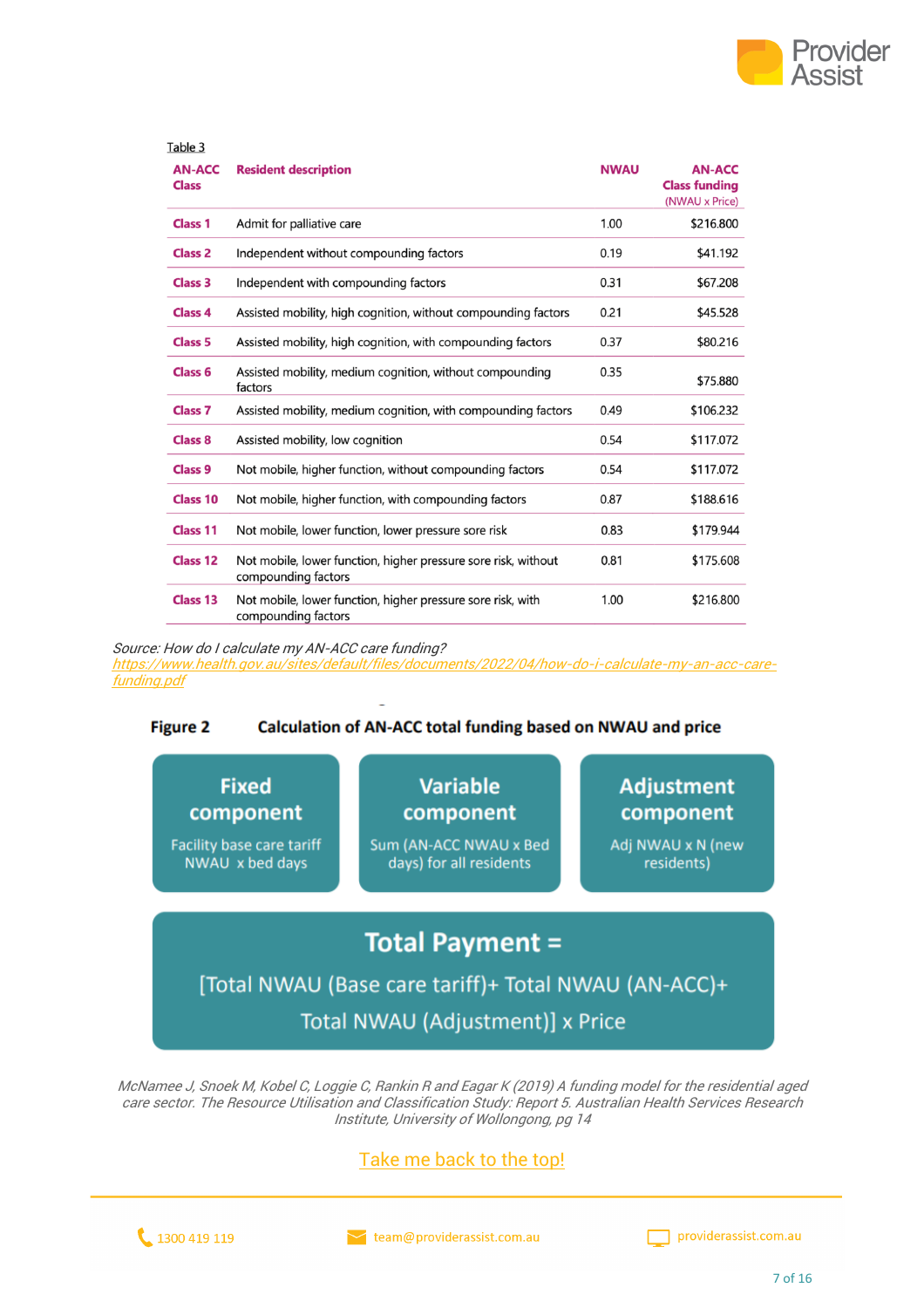Table 3

| AN-ACC Class | Resident description | NWAU | AN-ACC Class funding (NWAU x Price) |
|---|---|---|---|
| Class 1 | Admit for palliative care | 1.00 | $216.800 |
| Class 2 | Independent without compounding factors | 0.19 | $41.192 |
| Class 3 | Independent with compounding factors | 0.31 | $67.208 |
| Class 4 | Assisted mobility, high cognition, without compounding factors | 0.21 | $45.528 |
| Class 5 | Assisted mobility, high cognition, with compounding factors | 0.37 | $80.216 |
| Class 6 | Assisted mobility, medium cognition, without compounding factors | 0.35 | $75.880 |
| Class 7 | Assisted mobility, medium cognition, with compounding factors | 0.49 | $106.232 |
| Class 8 | Assisted mobility, low cognition | 0.54 | $117.072 |
| Class 9 | Not mobile, higher function, without compounding factors | 0.54 | $117.072 |
| Class 10 | Not mobile, higher function, with compounding factors | 0.87 | $188.616 |
| Class 11 | Not mobile, lower function, lower pressure sore risk | 0.83 | $179.944 |
| Class 12 | Not mobile, lower function, higher pressure sore risk, without compounding factors | 0.81 | $175.608 |
| Class 13 | Not mobile, lower function, higher pressure sore risk, with compounding factors | 1.00 | $216.800 |

*Source: How do I calculate my AN-ACC care funding?*
*https://www.health.gov.au/sites/default/files/documents/2022/04/how-do-i-calculate-my-an-acc-care-funding.pdf*

**Figure 2 Calculation of AN-ACC total funding based on NWAU and price**

**Fixed component**
Facility base care tariff NWAU x bed days

**Variable component**
Sum (AN-ACC NWAU x Bed days) for all residents

**Adjustment component**
Adj NWAU x N (new residents)

**Total Payment =**
[Total NWAU (Base care tariff)+ Total NWAU (AN-ACC)+ Total NWAU (Adjustment)] x Price

*McNamee J, Snoek M, Kobel C, Loggie C, Rankin R and Eagar K (2019) A funding model for the residential aged care sector. The Resource Utilisation and Classification Study: Report 5. Australian Health Services Research Institute, University of Wollongong, pg 14*

Take me back to the top!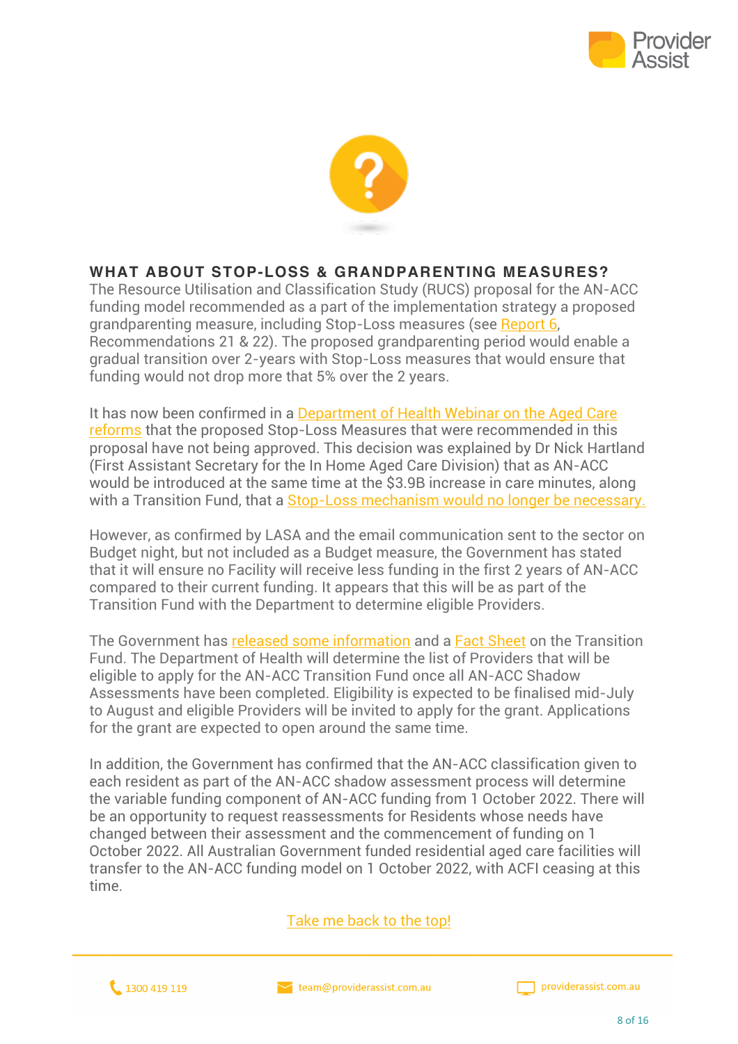## WHAT ABOUT STOP-LOSS & GRANDPARENTING MEASURES?

The Resource Utilisation and Classification Study (RUCS) proposal for the AN-ACC funding model recommended as a part of the implementation strategy a proposed grandparenting measure, including Stop-Loss measures (see Report 6, Recommendations 21 & 22). The proposed grandparenting period would enable a gradual transition over 2-years with Stop-Loss measures that would ensure that funding would not drop more that 5% over the 2 years.

It has now been confirmed in a Department of Health Webinar on the Aged Care reforms that the proposed Stop-Loss Measures that were recommended in this proposal have not being approved. This decision was explained by Dr Nick Hartland (First Assistant Secretary for the In Home Aged Care Division) that as AN-ACC would be introduced at the same time at the $3.9B increase in care minutes, along with a Transition Fund, that a Stop-Loss mechanism would no longer be necessary.

However, as confirmed by LASA and the email communication sent to the sector on Budget night, but not included as a Budget measure, the Government has stated that it will ensure no Facility will receive less funding in the first 2 years of AN-ACC compared to their current funding. It appears that this will be as part of the Transition Fund with the Department to determine eligible Providers.

The Government has released some information and a Fact Sheet on the Transition Fund. The Department of Health will determine the list of Providers that will be eligible to apply for the AN-ACC Transition Fund once all AN-ACC Shadow Assessments have been completed. Eligibility is expected to be finalised mid-July to August and eligible Providers will be invited to apply for the grant. Applications for the grant are expected to open around the same time.

In addition, the Government has confirmed that the AN-ACC classification given to each resident as part of the AN-ACC shadow assessment process will determine the variable funding component of AN-ACC funding from 1 October 2022. There will be an opportunity to request reassessments for Residents whose needs have changed between their assessment and the commencement of funding on 1 October 2022. All Australian Government funded residential aged care facilities will transfer to the AN-ACC funding model on 1 October 2022, with ACFI ceasing at this time.

Take me back to the top!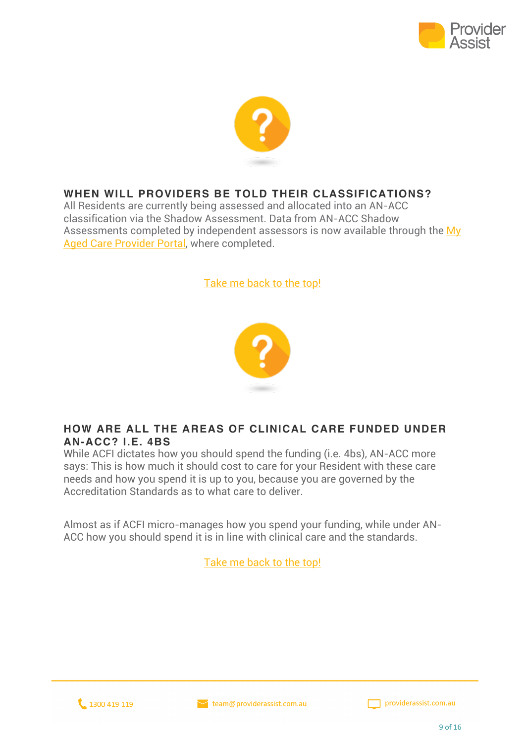## WHEN WILL PROVIDERS BE TOLD THEIR CLASSIFICATIONS?

All Residents are currently being assessed and allocated into an AN-ACC classification via the Shadow Assessment. Data from AN-ACC Shadow Assessments completed by independent assessors is now available through the My Aged Care Provider Portal, where completed.

Take me back to the top!

## HOW ARE ALL THE AREAS OF CLINICAL CARE FUNDED UNDER AN-ACC? I.E. 4BS

While ACFI dictates how you should spend the funding (i.e. 4bs), AN-ACC more says: This is how much it should cost to care for your Resident with these care needs and how you spend it is up to you, because you are governed by the Accreditation Standards as to what care to deliver.

Almost as if ACFI micro-manages how you spend your funding, while under AN-ACC how you should spend it is in line with clinical care and the standards.

Take me back to the top!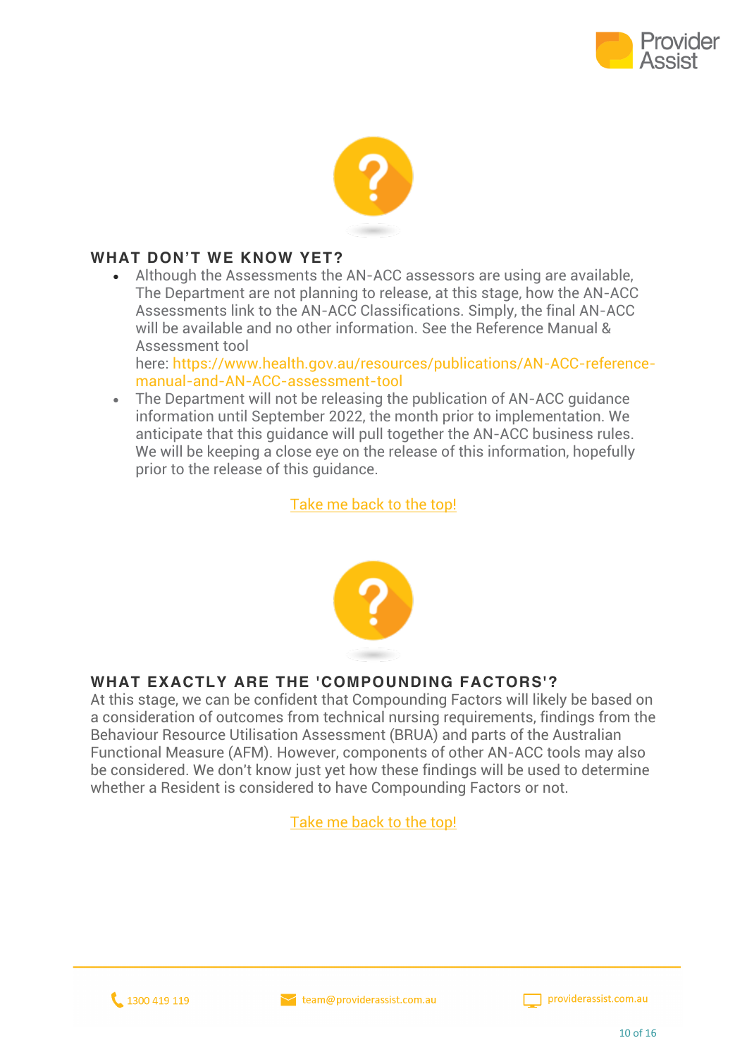## WHAT DON'T WE KNOW YET?

- Although the Assessments the AN-ACC assessors are using are available, The Department are not planning to release, at this stage, how the AN-ACC Assessments link to the AN-ACC Classifications. Simply, the final AN-ACC will be available and no other information. See the Reference Manual & Assessment tool here: https://www.health.gov.au/resources/publications/AN-ACC-reference-manual-and-AN-ACC-assessment-tool
- The Department will not be releasing the publication of AN-ACC guidance information until September 2022, the month prior to implementation. We anticipate that this guidance will pull together the AN-ACC business rules. We will be keeping a close eye on the release of this information, hopefully prior to the release of this guidance.

Take me back to the top!

## WHAT EXACTLY ARE THE 'COMPOUNDING FACTORS'?

At this stage, we can be confident that Compounding Factors will likely be based on a consideration of outcomes from technical nursing requirements, findings from the Behaviour Resource Utilisation Assessment (BRUA) and parts of the Australian Functional Measure (AFM). However, components of other AN-ACC tools may also be considered. We don't know just yet how these findings will be used to determine whether a Resident is considered to have Compounding Factors or not.

Take me back to the top!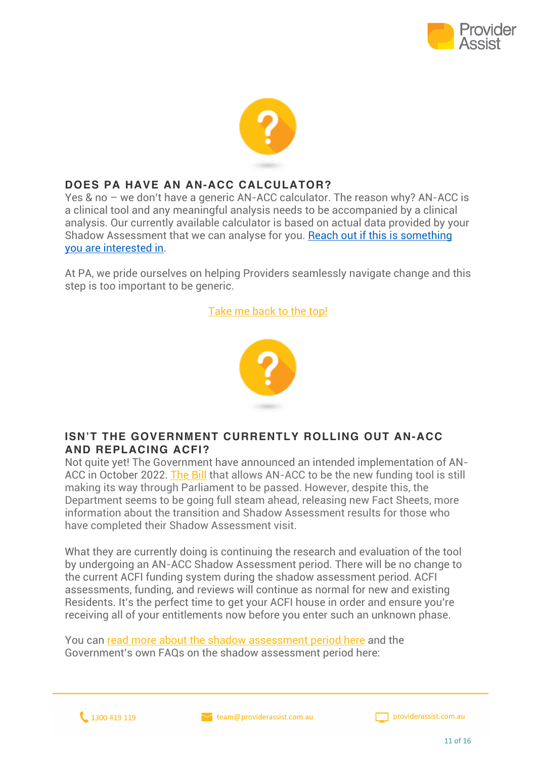## DOES PA HAVE AN AN-ACC CALCULATOR?

Yes & no – we don't have a generic AN-ACC calculator. The reason why? AN-ACC is a clinical tool and any meaningful analysis needs to be accompanied by a clinical analysis. Our currently available calculator is based on actual data provided by your Shadow Assessment that we can analyse for you. Reach out if this is something you are interested in.

At PA, we pride ourselves on helping Providers seamlessly navigate change and this step is too important to be generic.

Take me back to the top!

## ISN'T THE GOVERNMENT CURRENTLY ROLLING OUT AN-ACC AND REPLACING ACFI?

Not quite yet! The Government have announced an intended implementation of AN-ACC in October 2022. The Bill that allows AN-ACC to be the new funding tool is still making its way through Parliament to be passed. However, despite this, the Department seems to be going full steam ahead, releasing new Fact Sheets, more information about the transition and Shadow Assessment results for those who have completed their Shadow Assessment visit.

What they are currently doing is continuing the research and evaluation of the tool by undergoing an AN-ACC Shadow Assessment period. There will be no change to the current ACFI funding system during the shadow assessment period. ACFI assessments, funding, and reviews will continue as normal for new and existing Residents. It's the perfect time to get your ACFI house in order and ensure you're receiving all of your entitlements now before you enter such an unknown phase.

You can read more about the shadow assessment period here and the Government's own FAQs on the shadow assessment period here: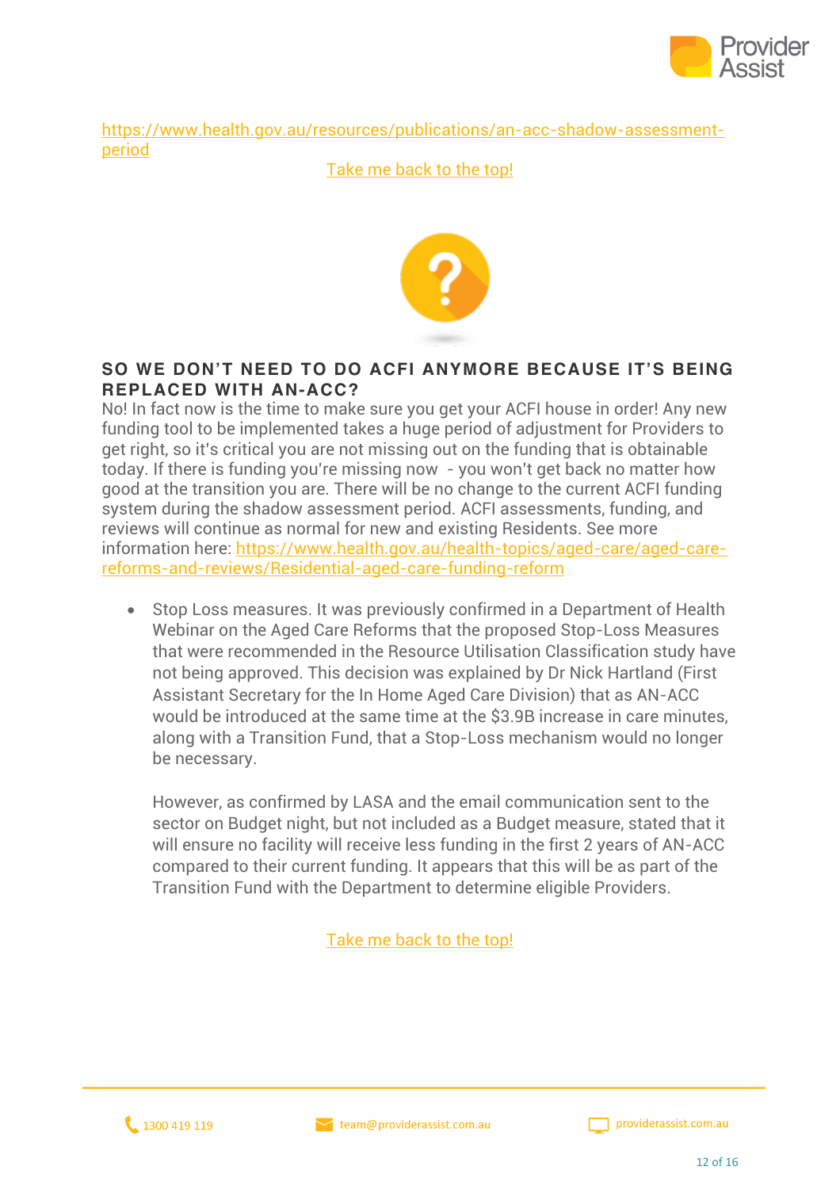https://www.health.gov.au/resources/publications/an-acc-shadow-assessment-period

Take me back to the top!

## SO WE DON'T NEED TO DO ACFI ANYMORE BECAUSE IT'S BEING REPLACED WITH AN-ACC?

No! In fact now is the time to make sure you get your ACFI house in order! Any new funding tool to be implemented takes a huge period of adjustment for Providers to get right, so it's critical you are not missing out on the funding that is obtainable today. If there is funding you're missing now - you won't get back no matter how good at the transition you are. There will be no change to the current ACFI funding system during the shadow assessment period. ACFI assessments, funding, and reviews will continue as normal for new and existing Residents. See more information here: https://www.health.gov.au/health-topics/aged-care/aged-care-reforms-and-reviews/Residential-aged-care-funding-reform

- Stop Loss measures. It was previously confirmed in a Department of Health Webinar on the Aged Care Reforms that the proposed Stop-Loss Measures that were recommended in the Resource Utilisation Classification study have not being approved. This decision was explained by Dr Nick Hartland (First Assistant Secretary for the In Home Aged Care Division) that as AN-ACC would be introduced at the same time at the $3.9B increase in care minutes, along with a Transition Fund, that a Stop-Loss mechanism would no longer be necessary.

  However, as confirmed by LASA and the email communication sent to the sector on Budget night, but not included as a Budget measure, stated that it will ensure no facility will receive less funding in the first 2 years of AN-ACC compared to their current funding. It appears that this will be as part of the Transition Fund with the Department to determine eligible Providers.

Take me back to the top!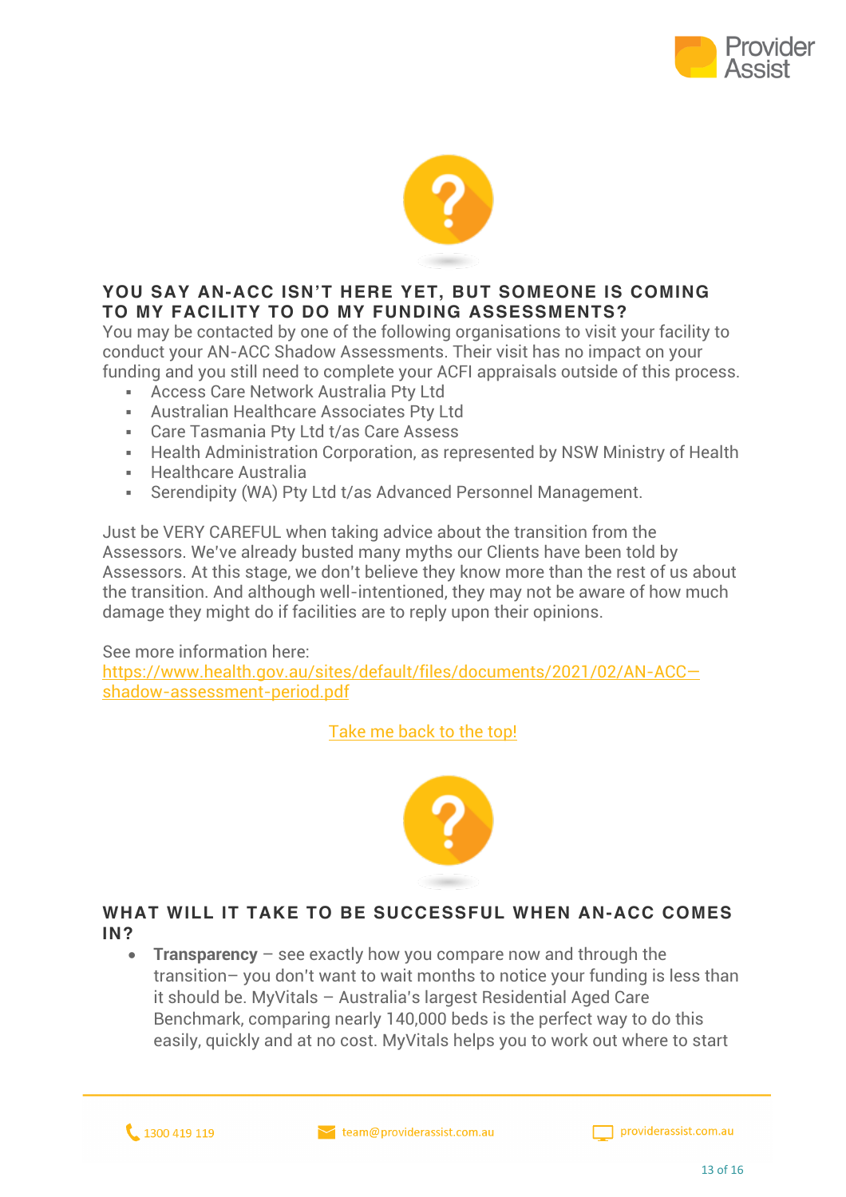## YOU SAY AN-ACC ISN'T HERE YET, BUT SOMEONE IS COMING TO MY FACILITY TO DO MY FUNDING ASSESSMENTS?

You may be contacted by one of the following organisations to visit your facility to conduct your AN-ACC Shadow Assessments. Their visit has no impact on your funding and you still need to complete your ACFI appraisals outside of this process.

- Access Care Network Australia Pty Ltd
- Australian Healthcare Associates Pty Ltd
- Care Tasmania Pty Ltd t/as Care Assess
- Health Administration Corporation, as represented by NSW Ministry of Health
- Healthcare Australia
- Serendipity (WA) Pty Ltd t/as Advanced Personnel Management.

Just be VERY CAREFUL when taking advice about the transition from the Assessors. We've already busted many myths our Clients have been told by Assessors. At this stage, we don't believe they know more than the rest of us about the transition. And although well-intentioned, they may not be aware of how much damage they might do if facilities are to reply upon their opinions.

See more information here:
[https://www.health.gov.au/sites/default/files/documents/2021/02/AN-ACC—shadow-assessment-period.pdf](https://www.health.gov.au/sites/default/files/documents/2021/02/AN-ACC—shadow-assessment-period.pdf)

Take me back to the top!

## WHAT WILL IT TAKE TO BE SUCCESSFUL WHEN AN-ACC COMES IN?

- **Transparency** – see exactly how you compare now and through the transition– you don't want to wait months to notice your funding is less than it should be. MyVitals – Australia's largest Residential Aged Care Benchmark, comparing nearly 140,000 beds is the perfect way to do this easily, quickly and at no cost. MyVitals helps you to work out where to start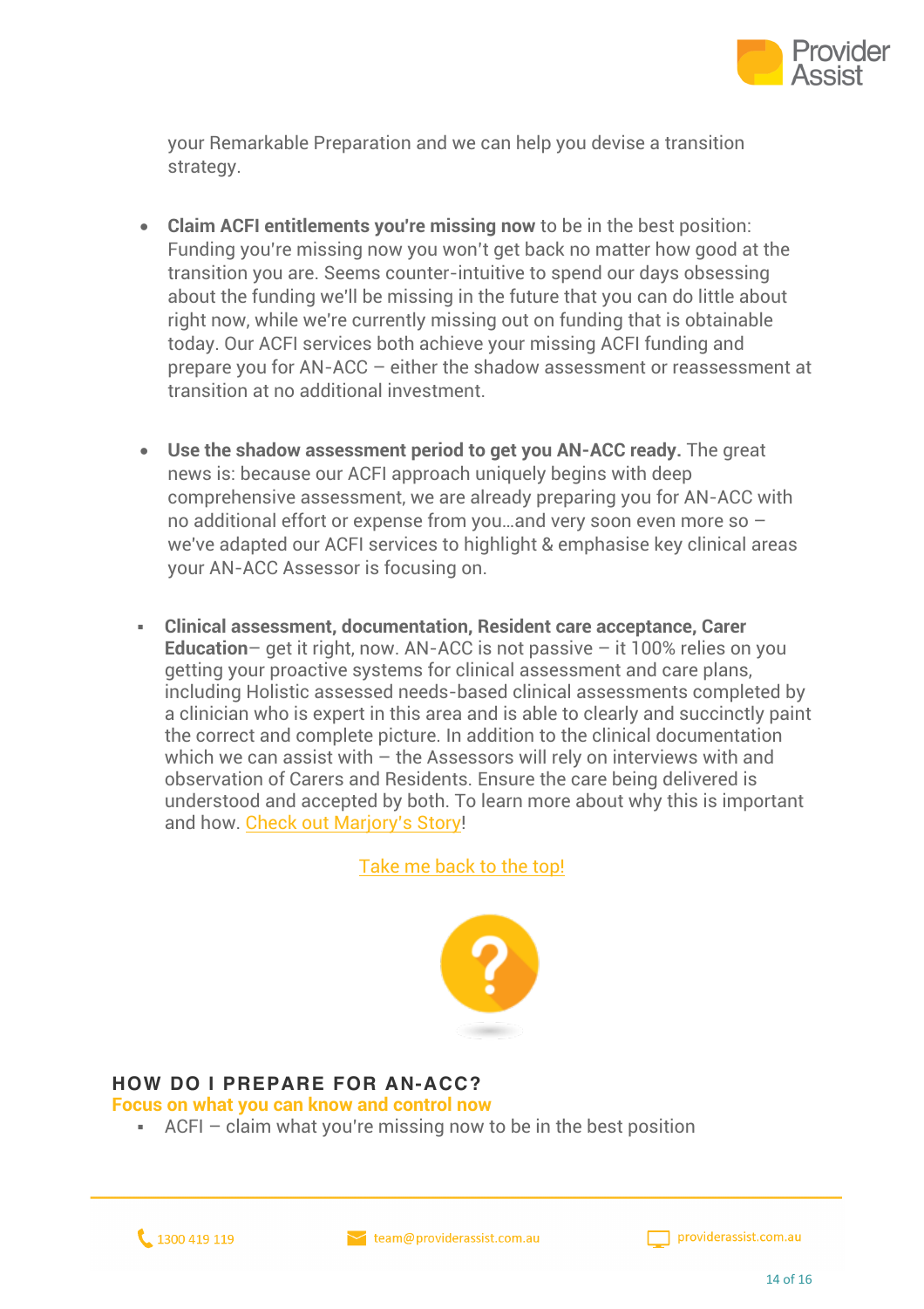your Remarkable Preparation and we can help you devise a transition strategy.

- **Claim ACFI entitlements you're missing now** to be in the best position: Funding you're missing now you won't get back no matter how good at the transition you are. Seems counter-intuitive to spend our days obsessing about the funding we'll be missing in the future that you can do little about right now, while we're currently missing out on funding that is obtainable today. Our ACFI services both achieve your missing ACFI funding and prepare you for AN-ACC – either the shadow assessment or reassessment at transition at no additional investment.

- **Use the shadow assessment period to get you AN-ACC ready.** The great news is: because our ACFI approach uniquely begins with deep comprehensive assessment, we are already preparing you for AN-ACC with no additional effort or expense from you…and very soon even more so – we've adapted our ACFI services to highlight & emphasise key clinical areas your AN-ACC Assessor is focusing on.

- **Clinical assessment, documentation, Resident care acceptance, Carer Education**– get it right, now. AN-ACC is not passive – it 100% relies on you getting your proactive systems for clinical assessment and care plans, including Holistic assessed needs-based clinical assessments completed by a clinician who is expert in this area and is able to clearly and succinctly paint the correct and complete picture. In addition to the clinical documentation which we can assist with – the Assessors will rely on interviews with and observation of Carers and Residents. Ensure the care being delivered is understood and accepted by both. To learn more about why this is important and how. Check out Marjory's Story!

Take me back to the top!

## HOW DO I PREPARE FOR AN-ACC?

**Focus on what you can know and control now**

- ACFI – claim what you're missing now to be in the best position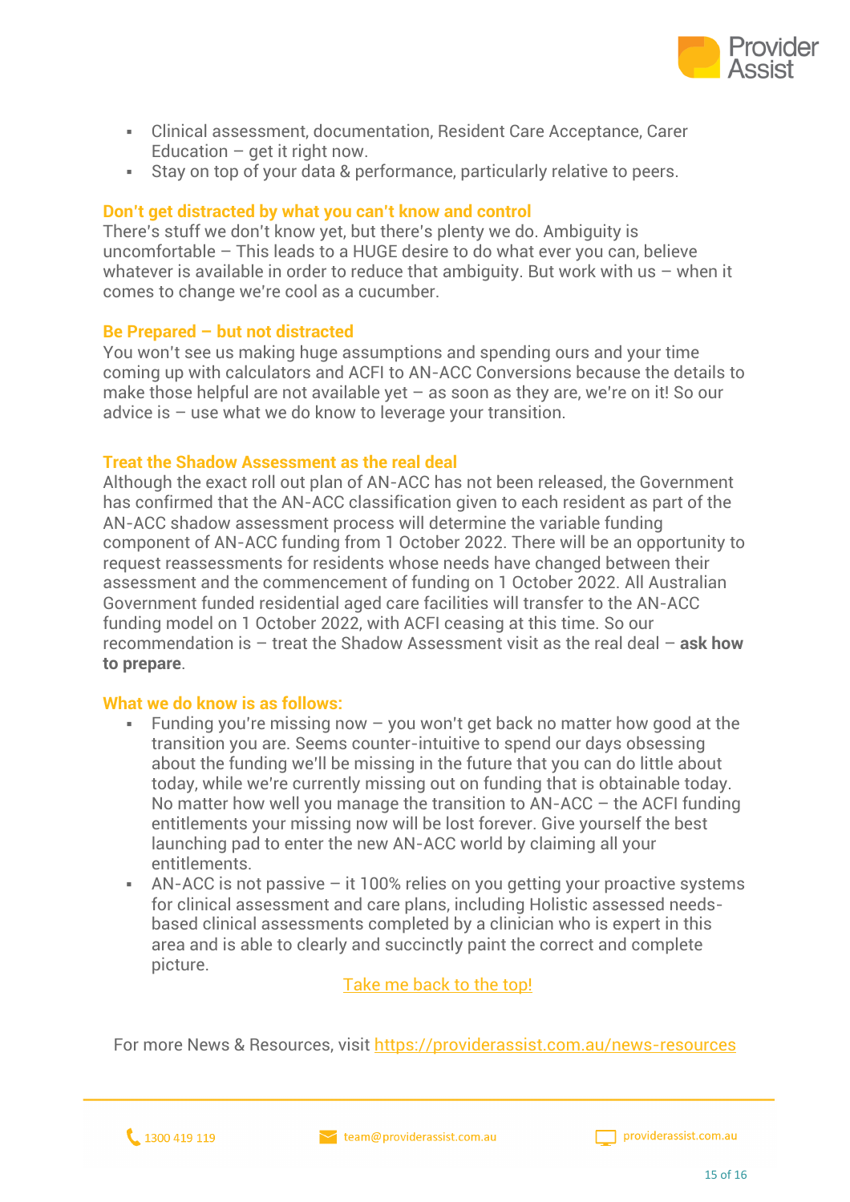- Clinical assessment, documentation, Resident Care Acceptance, Carer Education – get it right now.
- Stay on top of your data & performance, particularly relative to peers.

### Don't get distracted by what you can't know and control

There's stuff we don't know yet, but there's plenty we do. Ambiguity is uncomfortable – This leads to a HUGE desire to do what ever you can, believe whatever is available in order to reduce that ambiguity. But work with us – when it comes to change we're cool as a cucumber.

### Be Prepared – but not distracted

You won't see us making huge assumptions and spending ours and your time coming up with calculators and ACFI to AN-ACC Conversions because the details to make those helpful are not available yet – as soon as they are, we're on it! So our advice is – use what we do know to leverage your transition.

### Treat the Shadow Assessment as the real deal

Although the exact roll out plan of AN-ACC has not been released, the Government has confirmed that the AN-ACC classification given to each resident as part of the AN-ACC shadow assessment process will determine the variable funding component of AN-ACC funding from 1 October 2022. There will be an opportunity to request reassessments for residents whose needs have changed between their assessment and the commencement of funding on 1 October 2022. All Australian Government funded residential aged care facilities will transfer to the AN-ACC funding model on 1 October 2022, with ACFI ceasing at this time. So our recommendation is – treat the Shadow Assessment visit as the real deal – **ask how to prepare**.

### What we do know is as follows:

- Funding you're missing now – you won't get back no matter how good at the transition you are. Seems counter-intuitive to spend our days obsessing about the funding we'll be missing in the future that you can do little about today, while we're currently missing out on funding that is obtainable today. No matter how well you manage the transition to AN-ACC – the ACFI funding entitlements your missing now will be lost forever. Give yourself the best launching pad to enter the new AN-ACC world by claiming all your entitlements.
- AN-ACC is not passive – it 100% relies on you getting your proactive systems for clinical assessment and care plans, including Holistic assessed needs-based clinical assessments completed by a clinician who is expert in this area and is able to clearly and succinctly paint the correct and complete picture.

[Take me back to the top!]

For more News & Resources, visit https://providerassist.com.au/news-resources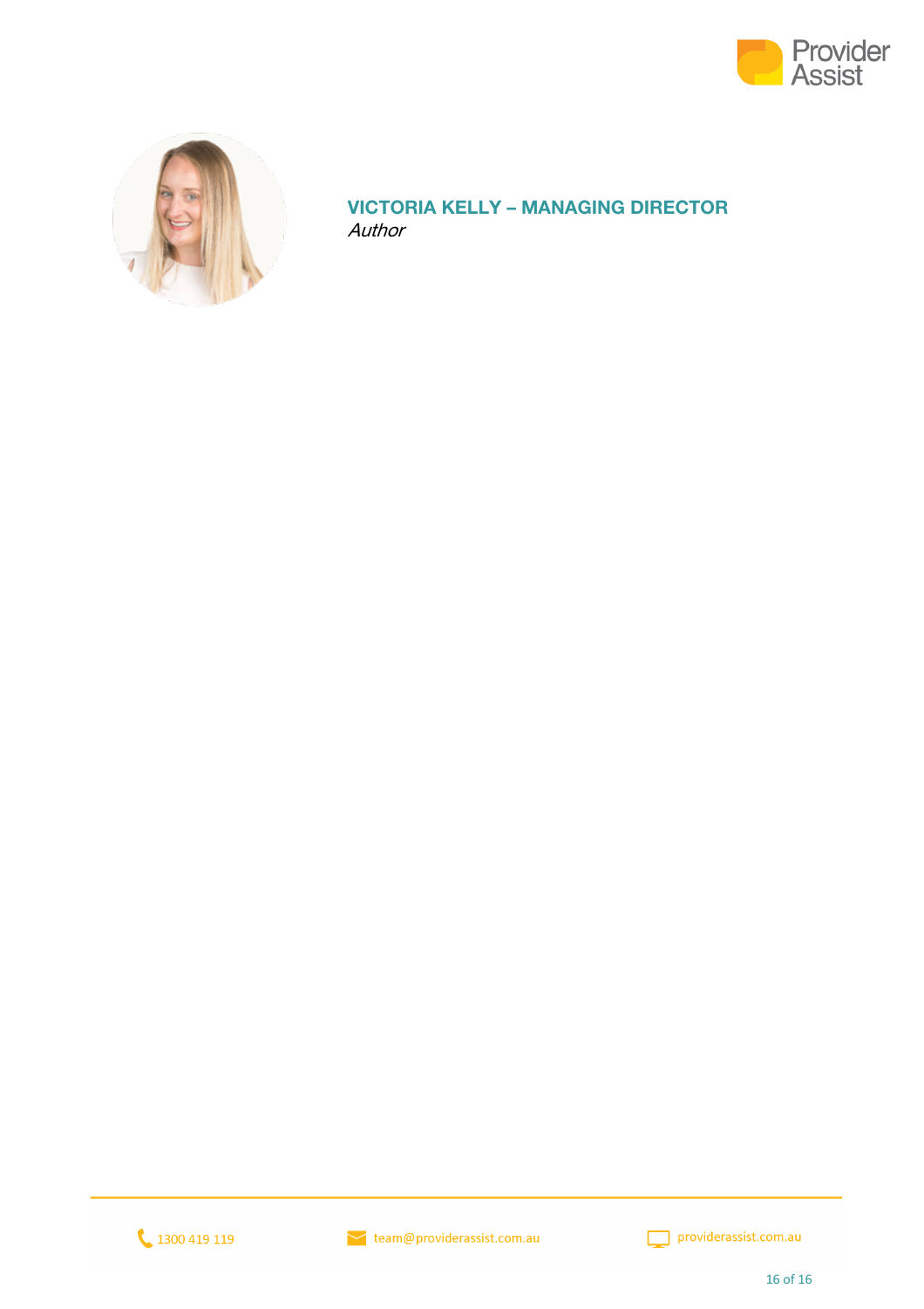**VICTORIA KELLY – MANAGING DIRECTOR**
*Author*